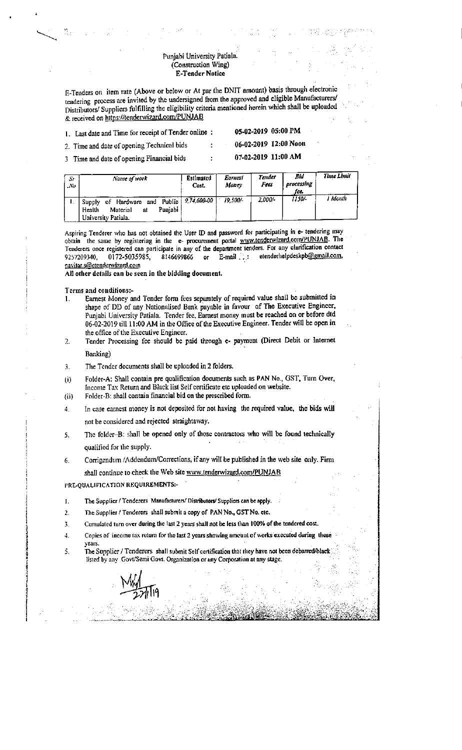# Punjabi University Patiala.
## (Construction Wing)
## E-Tender Notice

E-Tenders on item rate (Above or below or At par the DNIT amount) basis through electronic tendering process are invited by the undersigned from the approved and eligible Manufacturers/ Distributors/ Suppliers fulfilling the eligibility criteria mentioned herein which shall be uploaded & received on https://tenderwizard.com/PUNJAB

| | | |
|---|---|---|
| 1. Last date and Time for receipt of Tender online | : | **05-02-2019 05:00 PM** |
| 2. Time and date of opening Technical bids | : | **06-02-2019 12:00 Noon** |
| 3 Time and date of opening Financial bids | : | **07-02-2019 11:00 AM** |

| Sr .No | Name of work | Estimated Cost. | Earnest Money | Tender Fees | Bid processing fee. | Time Limit |
|---|---|---|---|---|---|---|
| 1. | Supply of Hardware and Public Health Material at Punjabi University Patiala. | 9,74,600-00 | 19,500/- | 2,000/- | 1150/- | 1 Month |

Aspiring Tenderer who has not obtained the User ID and password for participating in e- tendering may obtain the same by registering in the e- procurement portal www.tenderwizard.com/PUNJAB. The Tenderers once registered can participate in any of the department tenders. For any clarification contact 9257209340, 0172-5035985, 8146699866 or E-mail : etenderhelpdeskpb@gmail.com, navitar.s@etenderwizard.com

**All other details can be seen in the bidding document.**

**Terms and conditions:-**

1. Earnest Money and Tender form fees separately of required value shall be submitted in shape of DD of any Nationalised Bank payable in favour of The Executive Engineer, Punjabi University Patiala. Tender fee, Earnest money must be reached on or before dtd 06-02-2019 till 11:00 AM in the Office of the Executive Engineer. Tender will be open in the office of the Executive Engineer.
2. Tender Processing fee should be paid through e- payment (Direct Debit or Internet Banking)
3. The Tender documents shall be uploaded in 2 folders.
   (i) Folder-A: Shall contain pre qualification documents such as PAN No., GST, Turn Over, Income Tax Return and Black list Self certificate etc uploaded on website.
   (ii) Folder-B: shall contain financial bid on the prescribed form.
4. In case earnest money is not deposited for not having the required value, the bids will not be considered and rejected straightaway.
5. The folder-B: shall be opened only of those contractors who will be found technically qualified for the supply.
6. Corrigendum /Addendum/Corrections, if any will be published in the web site only. Firm shall continue to check the Web site www.tenderwizard.com/PUNJAB

**PRE-QUALIFICATION REQUIREMENTS:-**

1. The Supplier / Tenderers Manufacturers/ Distributors/ Suppliers can be apply.
2. The Supplier / Tenderers shall submit a copy of PAN No., GST No. etc.
3. Cumulated turn over during the last 2 years shall not be less than 100% of the tendered cost.
4. Copies of income tax return for the last 2 years showing amount of works executed during these years.
5. The Supplier / Tenderers shall submit Self certification that they have not been debarred/black listed by any Govt/Semi Govt. Organization or any Corporation at any stage.

27/1/19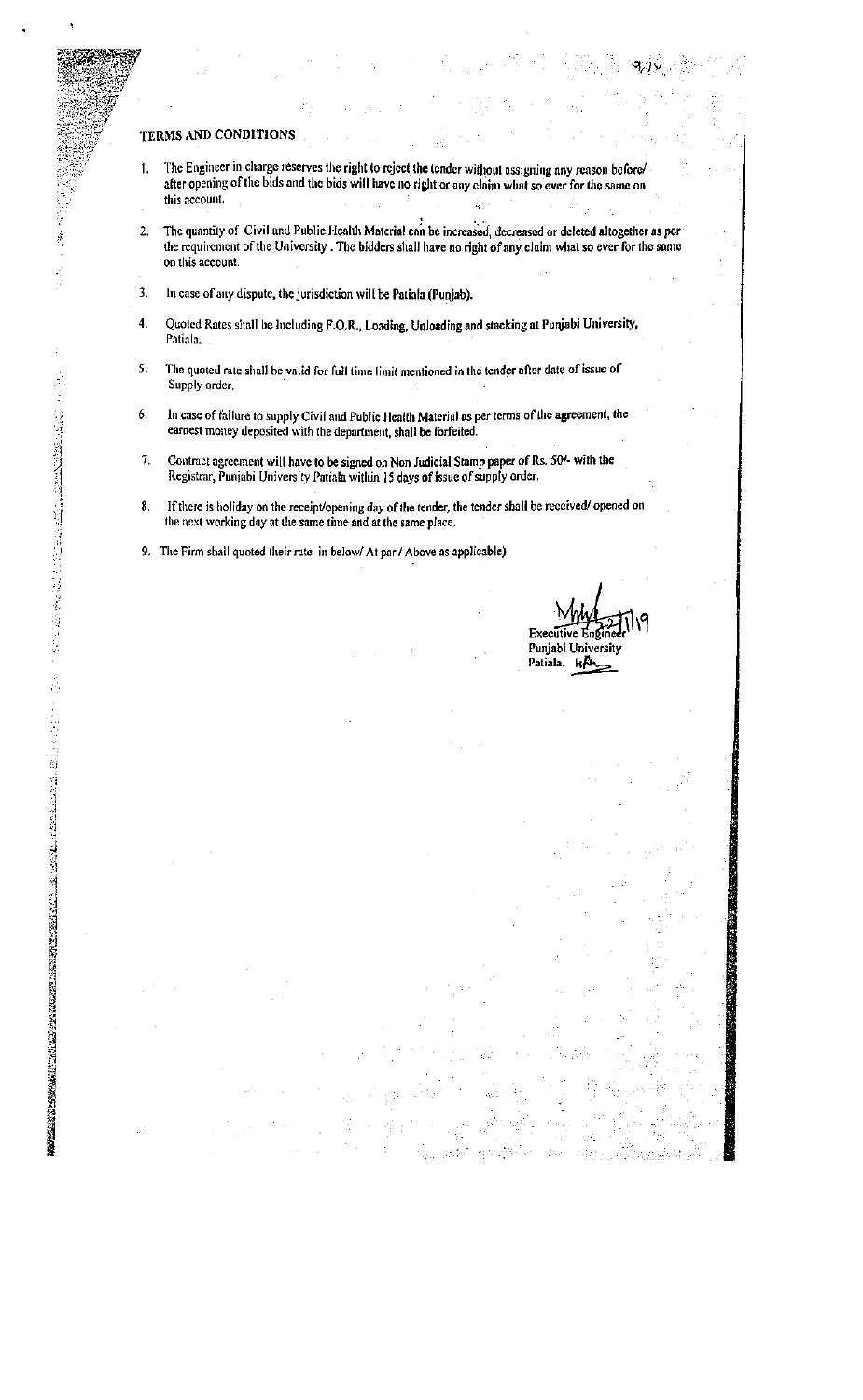## TERMS AND CONDITIONS

1. The Engineer in charge reserves the right to reject the tender without assigning any reason before/ after opening of the bids and the bids will have no right or any claim what so ever for the same on this account.

2. The quantity of Civil and Public Health Material can be increased, decreased or deleted altogether as per the requirement of the University . The bidders shall have no right of any claim what so ever for the same on this account.

3. In case of any dispute, the jurisdiction will be Patiala (Punjab).

4. Quoted Rates shall be Including F.O.R., Loading, Unloading and stacking at Punjabi University, Patiala.

5. The quoted rate shall be valid for full time limit mentioned in the tender after date of issue of Supply order.

6. In case of failure to supply Civil and Public Health Material as per terms of the agreement, the earnest money deposited with the department, shall be forfeited.

7. Contract agreement will have to be signed on Non Judicial Stamp paper of Rs. 50/- with the Registrar, Punjabi University Patiala within 15 days of issue of supply order.

8. If there is holiday on the receipt/opening day of the tender, the tender shall be received/ opened on the next working day at the same time and at the same place.

9. The Firm shall quoted their rate in below/ At par / Above as applicable)

Executive Engineer
Punjabi University
Patiala.